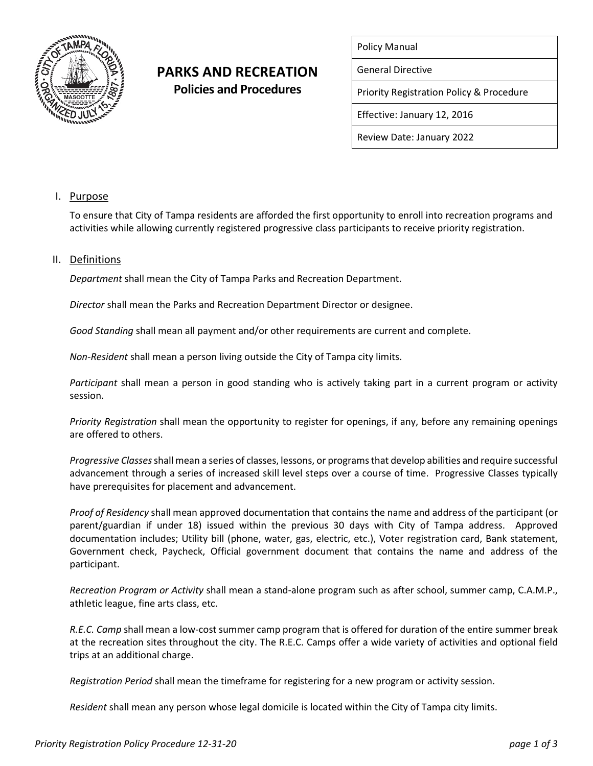# PARKS AND RECREATION

**Policies and Procedures**

| Policy Manual |
|---|
| General Directive |
| Priority Registration Policy & Procedure |
| Effective: January 12, 2016 |
| Review Date: January 2022 |

## I. Purpose

To ensure that City of Tampa residents are afforded the first opportunity to enroll into recreation programs and activities while allowing currently registered progressive class participants to receive priority registration.

## II. Definitions

*Department* shall mean the City of Tampa Parks and Recreation Department.

*Director* shall mean the Parks and Recreation Department Director or designee.

*Good Standing* shall mean all payment and/or other requirements are current and complete.

*Non-Resident* shall mean a person living outside the City of Tampa city limits.

*Participant* shall mean a person in good standing who is actively taking part in a current program or activity session.

*Priority Registration* shall mean the opportunity to register for openings, if any, before any remaining openings are offered to others.

*Progressive Classes* shall mean a series of classes, lessons, or programs that develop abilities and require successful advancement through a series of increased skill level steps over a course of time. Progressive Classes typically have prerequisites for placement and advancement.

*Proof of Residency* shall mean approved documentation that contains the name and address of the participant (or parent/guardian if under 18) issued within the previous 30 days with City of Tampa address. Approved documentation includes; Utility bill (phone, water, gas, electric, etc.), Voter registration card, Bank statement, Government check, Paycheck, Official government document that contains the name and address of the participant.

*Recreation Program or Activity* shall mean a stand-alone program such as after school, summer camp, C.A.M.P., athletic league, fine arts class, etc.

*R.E.C. Camp* shall mean a low-cost summer camp program that is offered for duration of the entire summer break at the recreation sites throughout the city. The R.E.C. Camps offer a wide variety of activities and optional field trips at an additional charge.

*Registration Period* shall mean the timeframe for registering for a new program or activity session.

*Resident* shall mean any person whose legal domicile is located within the City of Tampa city limits.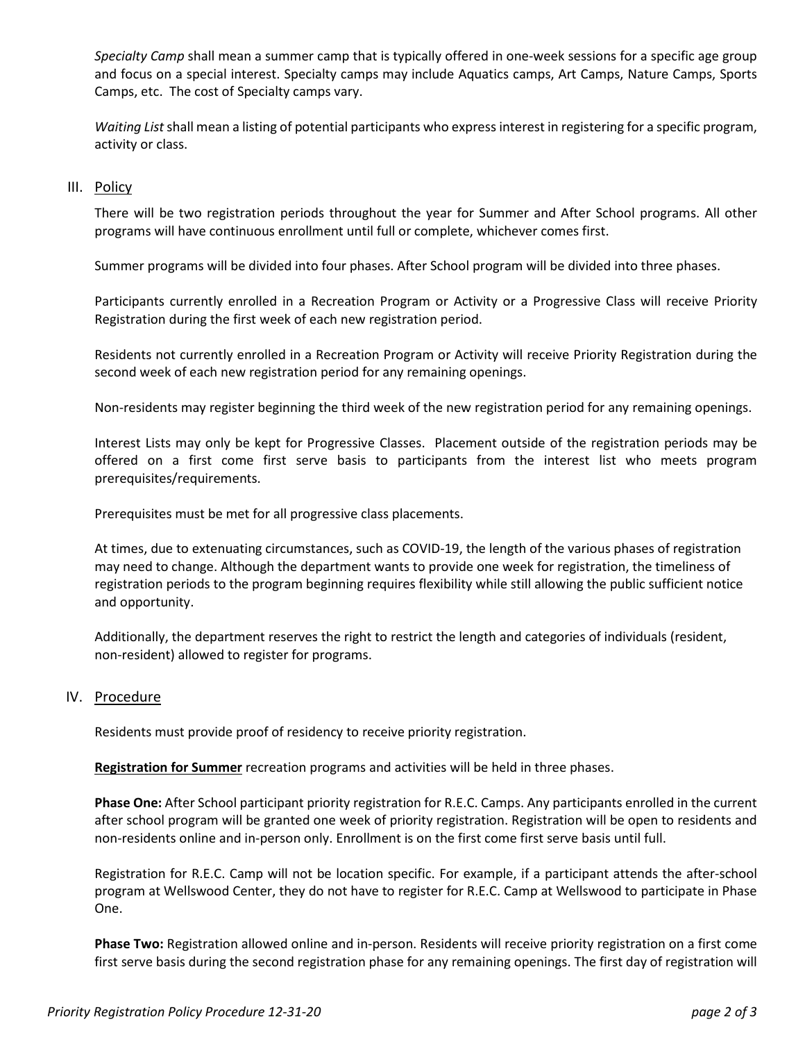*Specialty Camp* shall mean a summer camp that is typically offered in one-week sessions for a specific age group and focus on a special interest. Specialty camps may include Aquatics camps, Art Camps, Nature Camps, Sports Camps, etc. The cost of Specialty camps vary.

*Waiting List* shall mean a listing of potential participants who express interest in registering for a specific program, activity or class.

## III. Policy

There will be two registration periods throughout the year for Summer and After School programs. All other programs will have continuous enrollment until full or complete, whichever comes first.

Summer programs will be divided into four phases. After School program will be divided into three phases.

Participants currently enrolled in a Recreation Program or Activity or a Progressive Class will receive Priority Registration during the first week of each new registration period.

Residents not currently enrolled in a Recreation Program or Activity will receive Priority Registration during the second week of each new registration period for any remaining openings.

Non-residents may register beginning the third week of the new registration period for any remaining openings.

Interest Lists may only be kept for Progressive Classes. Placement outside of the registration periods may be offered on a first come first serve basis to participants from the interest list who meets program prerequisites/requirements.

Prerequisites must be met for all progressive class placements.

At times, due to extenuating circumstances, such as COVID-19, the length of the various phases of registration may need to change. Although the department wants to provide one week for registration, the timeliness of registration periods to the program beginning requires flexibility while still allowing the public sufficient notice and opportunity.

Additionally, the department reserves the right to restrict the length and categories of individuals (resident, non-resident) allowed to register for programs.

## IV. Procedure

Residents must provide proof of residency to receive priority registration.

**Registration for Summer** recreation programs and activities will be held in three phases.

**Phase One:** After School participant priority registration for R.E.C. Camps. Any participants enrolled in the current after school program will be granted one week of priority registration. Registration will be open to residents and non-residents online and in-person only. Enrollment is on the first come first serve basis until full.

Registration for R.E.C. Camp will not be location specific. For example, if a participant attends the after-school program at Wellswood Center, they do not have to register for R.E.C. Camp at Wellswood to participate in Phase One.

**Phase Two:** Registration allowed online and in-person. Residents will receive priority registration on a first come first serve basis during the second registration phase for any remaining openings. The first day of registration will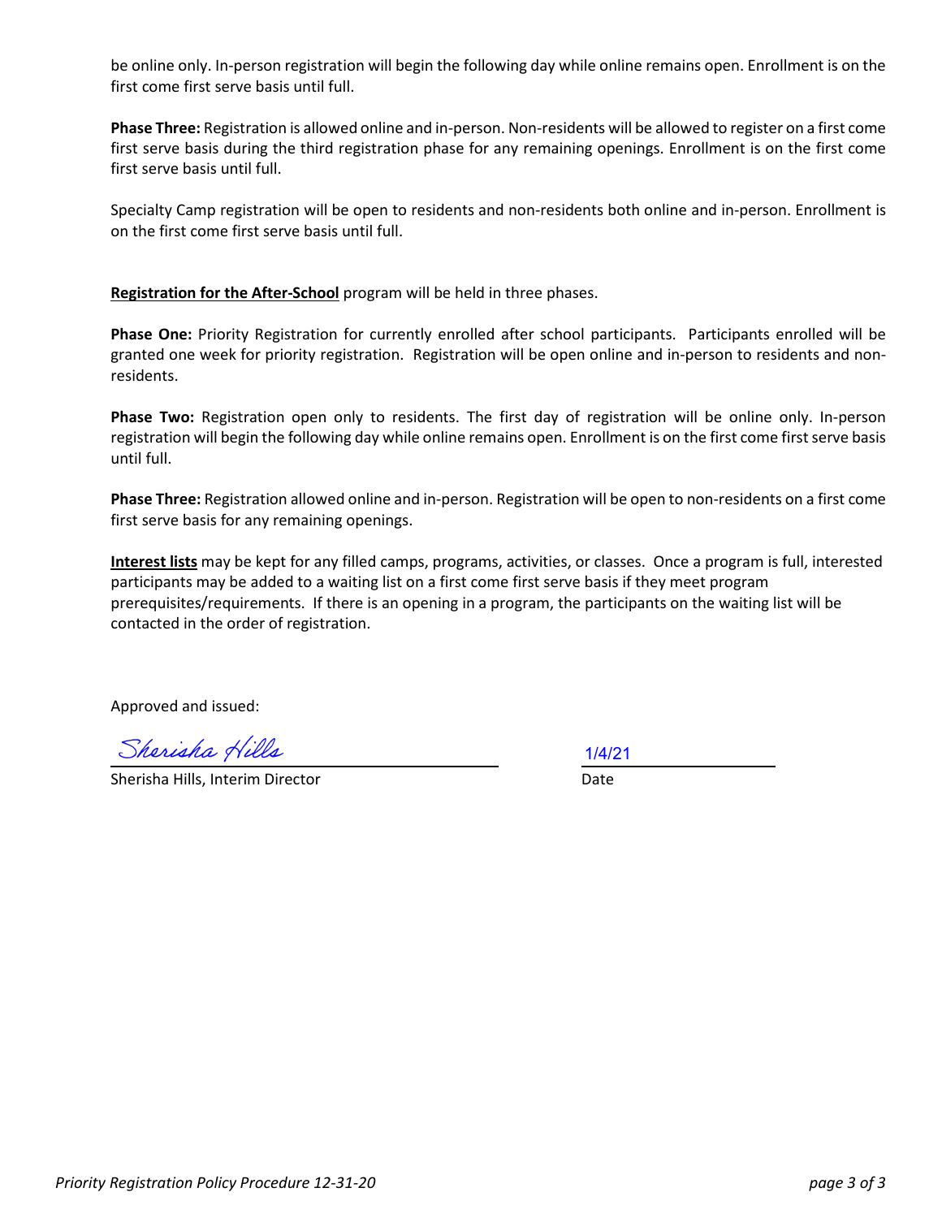be online only. In-person registration will begin the following day while online remains open. Enrollment is on the first come first serve basis until full.

**Phase Three:** Registration is allowed online and in-person. Non-residents will be allowed to register on a first come first serve basis during the third registration phase for any remaining openings. Enrollment is on the first come first serve basis until full.

Specialty Camp registration will be open to residents and non-residents both online and in-person. Enrollment is on the first come first serve basis until full.

**Registration for the After-School** program will be held in three phases.

**Phase One:** Priority Registration for currently enrolled after school participants. Participants enrolled will be granted one week for priority registration. Registration will be open online and in-person to residents and non-residents.

**Phase Two:** Registration open only to residents. The first day of registration will be online only. In-person registration will begin the following day while online remains open. Enrollment is on the first come first serve basis until full.

**Phase Three:** Registration allowed online and in-person. Registration will be open to non-residents on a first come first serve basis for any remaining openings.

**Interest lists** may be kept for any filled camps, programs, activities, or classes. Once a program is full, interested participants may be added to a waiting list on a first come first serve basis if they meet program prerequisites/requirements. If there is an opening in a program, the participants on the waiting list will be contacted in the order of registration.

Approved and issued:

Sherisha Hills

Sherisha Hills, Interim Director

1/4/21

Date